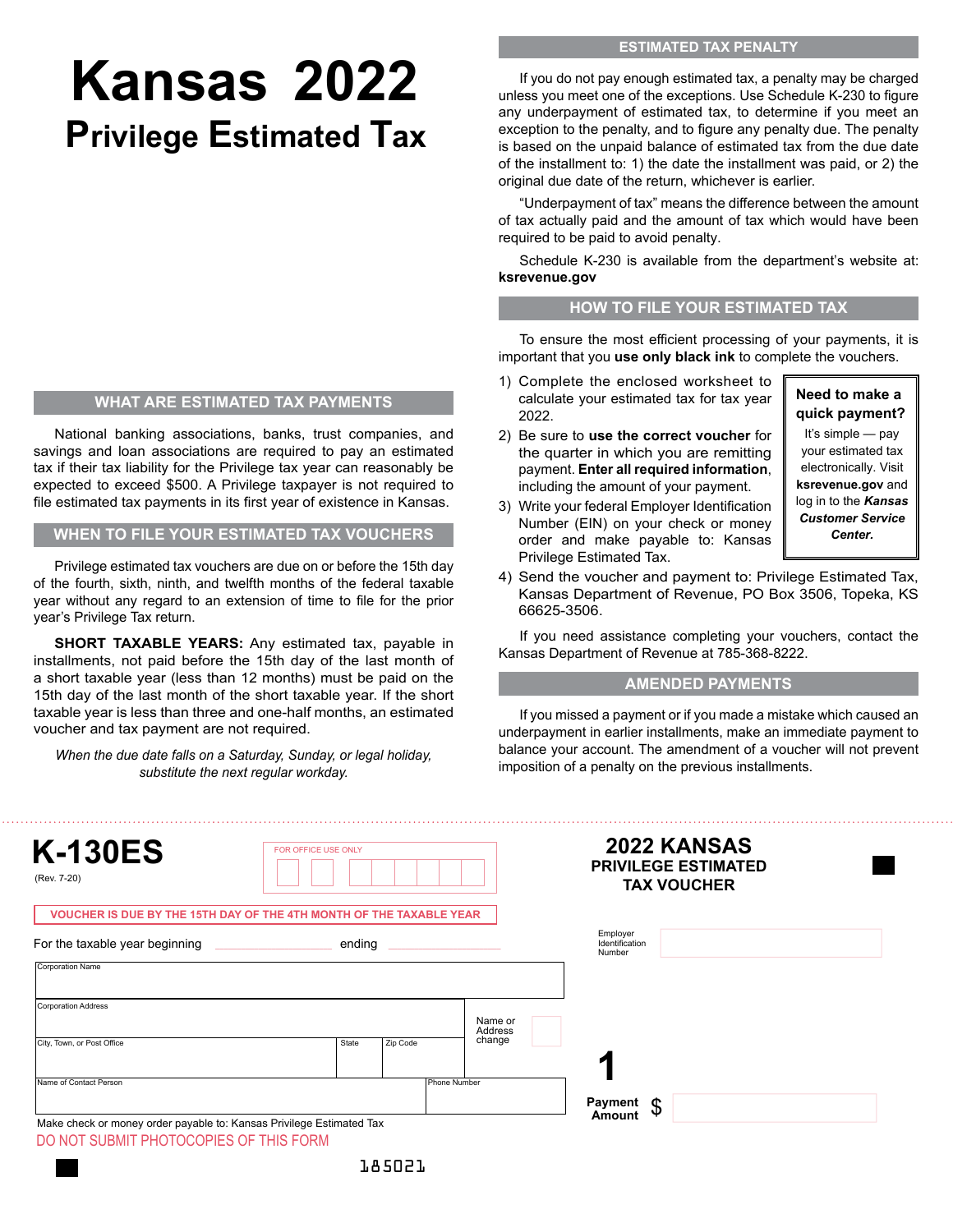# Kansas 2022
## Privilege Estimated Tax

## WHAT ARE ESTIMATED TAX PAYMENTS

National banking associations, banks, trust companies, and savings and loan associations are required to pay an estimated tax if their tax liability for the Privilege tax year can reasonably be expected to exceed $500. A Privilege taxpayer is not required to file estimated tax payments in its first year of existence in Kansas.

## WHEN TO FILE YOUR ESTIMATED TAX VOUCHERS

Privilege estimated tax vouchers are due on or before the 15th day of the fourth, sixth, ninth, and twelfth months of the federal taxable year without any regard to an extension of time to file for the prior year's Privilege Tax return.

**SHORT TAXABLE YEARS:** Any estimated tax, payable in installments, not paid before the 15th day of the last month of a short taxable year (less than 12 months) must be paid on the 15th day of the last month of the short taxable year. If the short taxable year is less than three and one-half months, an estimated voucher and tax payment are not required.

*When the due date falls on a Saturday, Sunday, or legal holiday, substitute the next regular workday.*

## ESTIMATED TAX PENALTY

If you do not pay enough estimated tax, a penalty may be charged unless you meet one of the exceptions. Use Schedule K-230 to figure any underpayment of estimated tax, to determine if you meet an exception to the penalty, and to figure any penalty due. The penalty is based on the unpaid balance of estimated tax from the due date of the installment to: 1) the date the installment was paid, or 2) the original due date of the return, whichever is earlier.

"Underpayment of tax" means the difference between the amount of tax actually paid and the amount of tax which would have been required to be paid to avoid penalty.

Schedule K-230 is available from the department's website at: **ksrevenue.gov**

## HOW TO FILE YOUR ESTIMATED TAX

To ensure the most efficient processing of your payments, it is important that you **use only black ink** to complete the vouchers.

1) Complete the enclosed worksheet to calculate your estimated tax for tax year 2022.
2) Be sure to **use the correct voucher** for the quarter in which you are remitting payment. **Enter all required information**, including the amount of your payment.
3) Write your federal Employer Identification Number (EIN) on your check or money order and make payable to: Kansas Privilege Estimated Tax.
4) Send the voucher and payment to: Privilege Estimated Tax, Kansas Department of Revenue, PO Box 3506, Topeka, KS 66625-3506.

> **Need to make a quick payment?**
> It's simple — pay your estimated tax electronically. Visit **ksrevenue.gov** and log in to the ***Kansas Customer Service Center.***

If you need assistance completing your vouchers, contact the Kansas Department of Revenue at 785-368-8222.

## AMENDED PAYMENTS

If you missed a payment or if you made a mistake which caused an underpayment in earlier installments, make an immediate payment to balance your account. The amendment of a voucher will not prevent imposition of a penalty on the previous installments.

---

# K-130ES
(Rev. 7-20)

FOR OFFICE USE ONLY

## 2022 KANSAS PRIVILEGE ESTIMATED TAX VOUCHER

VOUCHER IS DUE BY THE 15TH DAY OF THE 4TH MONTH OF THE TAXABLE YEAR

For the taxable year beginning ____________ ending ____________

Employer Identification Number

| Corporation Name | | | |
|---|---|---|---|
| Corporation Address | | | Name or Address change |
| City, Town, or Post Office | State | Zip Code | |
| Name of Contact Person | | Phone Number | |

**1**

Payment Amount $

Make check or money order payable to: Kansas Privilege Estimated Tax

DO NOT SUBMIT PHOTOCOPIES OF THIS FORM

185021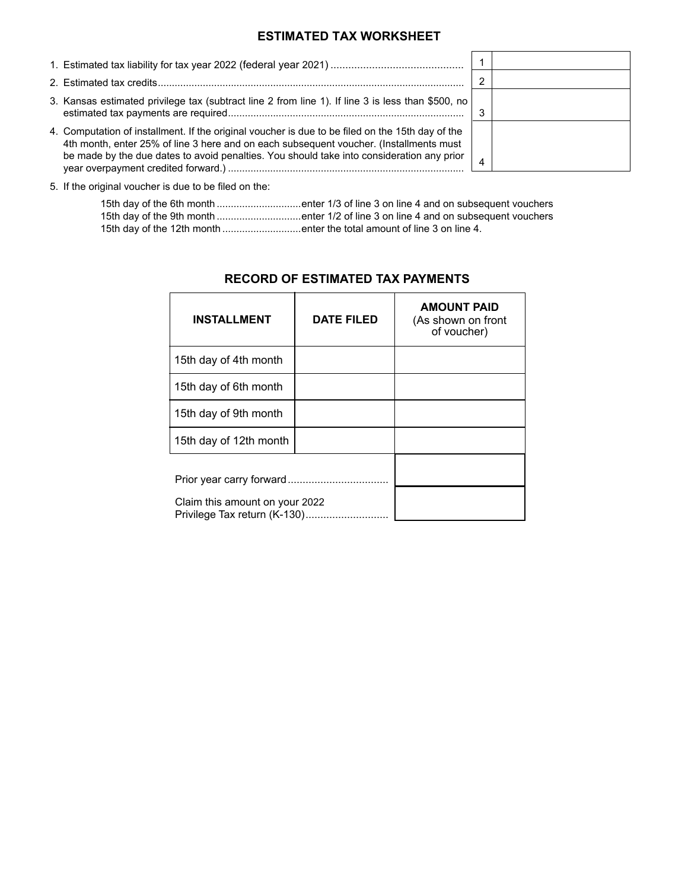## ESTIMATED TAX WORKSHEET

| | | |
|---|---|---|
| 1. Estimated tax liability for tax year 2022 (federal year 2021) | 1 | |
| 2. Estimated tax credits | 2 | |
| 3. Kansas estimated privilege tax (subtract line 2 from line 1). If line 3 is less than $500, no estimated tax payments are required | 3 | |
| 4. Computation of installment. If the original voucher is due to be filed on the 15th day of the 4th month, enter 25% of line 3 here and on each subsequent voucher. (Installments must be made by the due dates to avoid penalties. You should take into consideration any prior year overpayment credited forward.) | 4 | |

5. If the original voucher is due to be filed on the:

   15th day of the 6th month ............................enter 1/3 of line 3 on line 4 and on subsequent vouchers
   15th day of the 9th month ............................enter 1/2 of line 3 on line 4 and on subsequent vouchers
   15th day of the 12th month ..........................enter the total amount of line 3 on line 4.

## RECORD OF ESTIMATED TAX PAYMENTS

| INSTALLMENT | DATE FILED | AMOUNT PAID (As shown on front of voucher) |
|---|---|---|
| 15th day of 4th month | | |
| 15th day of 6th month | | |
| 15th day of 9th month | | |
| 15th day of 12th month | | |
| Prior year carry forward | | |
| Claim this amount on your 2022 Privilege Tax return (K-130) | | |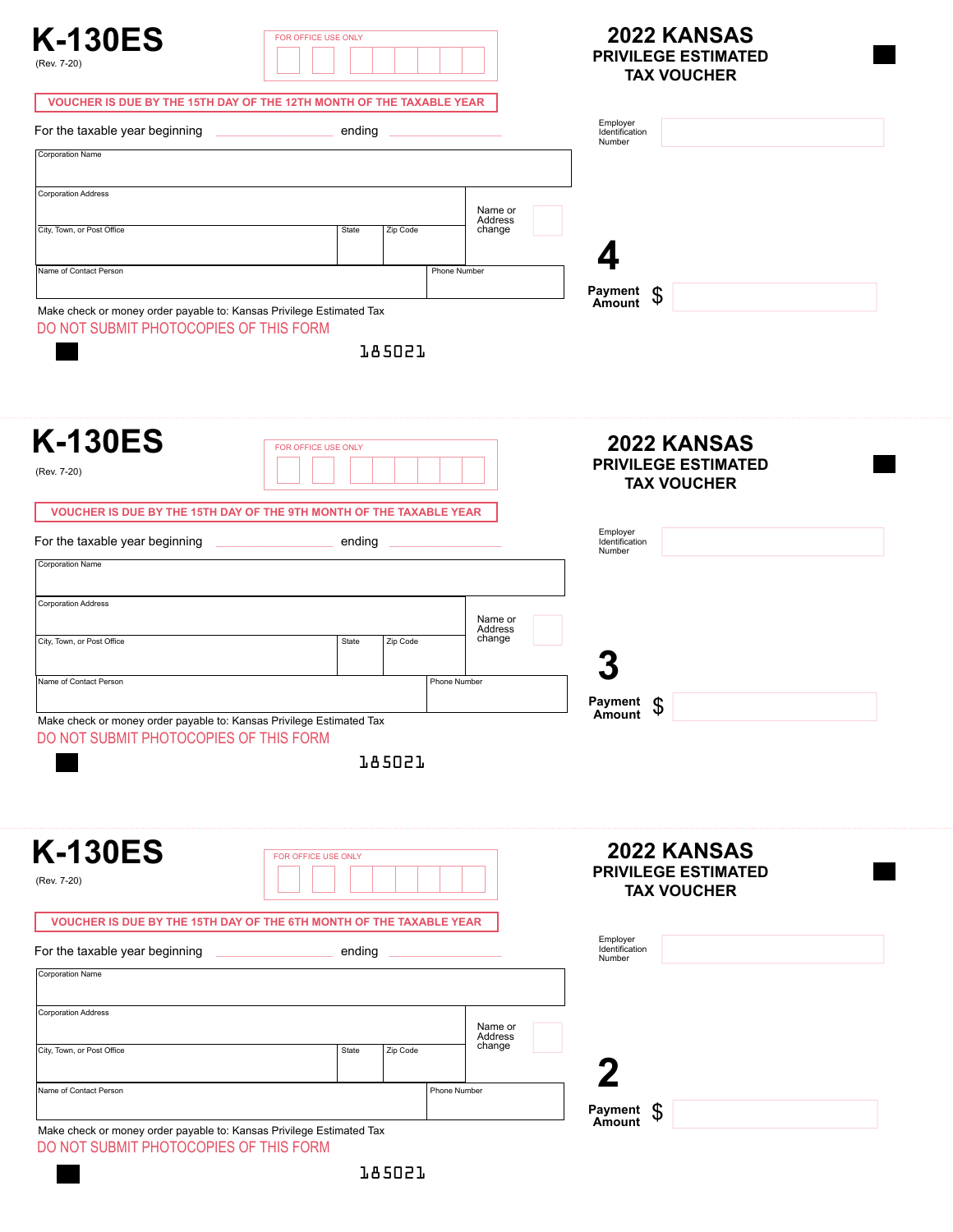# K-130ES

(Rev. 7-20)

FOR OFFICE USE ONLY

## 2022 KANSAS PRIVILEGE ESTIMATED TAX VOUCHER

VOUCHER IS DUE BY THE 15TH DAY OF THE 12TH MONTH OF THE TAXABLE YEAR

For the taxable year beginning ______________ ending ______________

Employer Identification Number

Corporation Name

Corporation Address

Name or Address change

City, Town, or Post Office | State | Zip Code

Name of Contact Person | Phone Number

**4**

**Payment Amount** $

Make check or money order payable to: Kansas Privilege Estimated Tax

DO NOT SUBMIT PHOTOCOPIES OF THIS FORM

185021

---

# K-130ES

(Rev. 7-20)

FOR OFFICE USE ONLY

## 2022 KANSAS PRIVILEGE ESTIMATED TAX VOUCHER

VOUCHER IS DUE BY THE 15TH DAY OF THE 9TH MONTH OF THE TAXABLE YEAR

For the taxable year beginning ______________ ending ______________

Employer Identification Number

Corporation Name

Corporation Address

Name or Address change

City, Town, or Post Office | State | Zip Code

Name of Contact Person | Phone Number

**3**

**Payment Amount** $

Make check or money order payable to: Kansas Privilege Estimated Tax

DO NOT SUBMIT PHOTOCOPIES OF THIS FORM

185021

---

# K-130ES

(Rev. 7-20)

FOR OFFICE USE ONLY

## 2022 KANSAS PRIVILEGE ESTIMATED TAX VOUCHER

VOUCHER IS DUE BY THE 15TH DAY OF THE 6TH MONTH OF THE TAXABLE YEAR

For the taxable year beginning ______________ ending ______________

Employer Identification Number

Corporation Name

Corporation Address

Name or Address change

City, Town, or Post Office | State | Zip Code

Name of Contact Person | Phone Number

**2**

**Payment Amount** $

Make check or money order payable to: Kansas Privilege Estimated Tax

DO NOT SUBMIT PHOTOCOPIES OF THIS FORM

185021